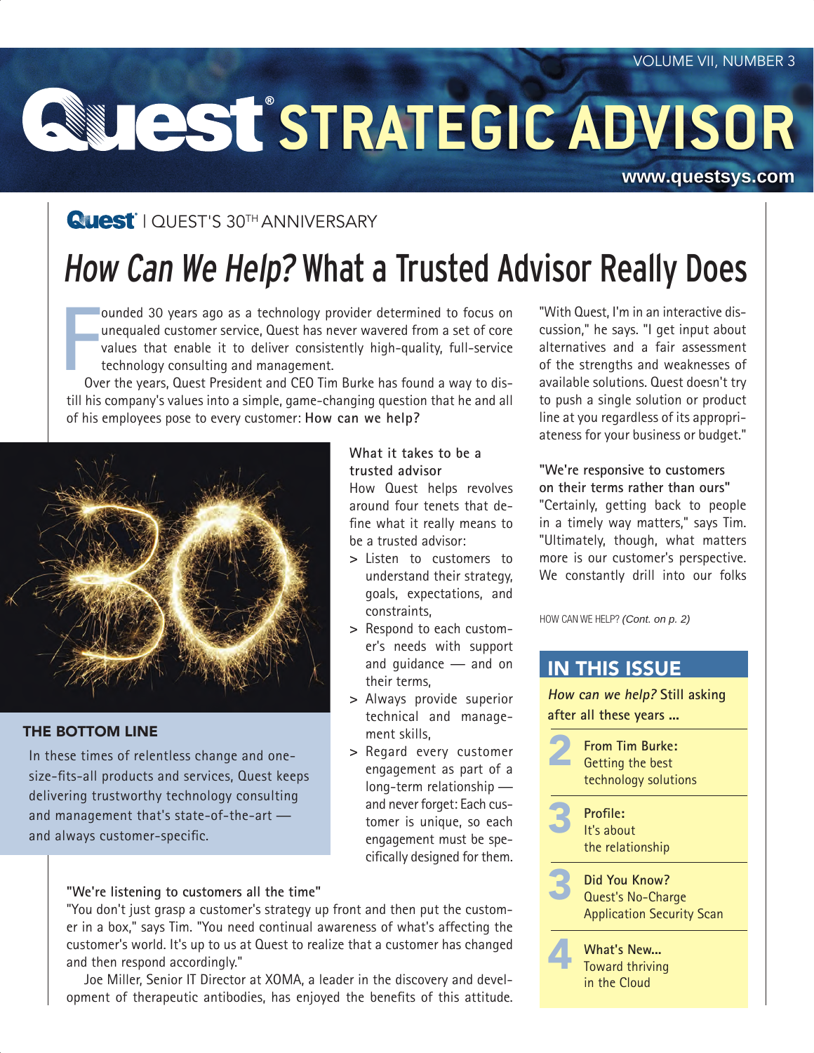# Quest® STRATEGIC ADVISOR

VOLUME VII, NUMBER 3

www.questsys.com

Quest | QUEST'S 30TH ANNIVERSARY

## *How Can We Help?* What a Trusted Advisor Really Does

Founded 30 years ago as a technology provider determined to focus on unequaled customer service, Quest has never wavered from a set of core values that enable it to deliver consistently high-quality, full-service technology consulting and management.

Over the years, Quest President and CEO Tim Burke has found a way to distill his company's values into a simple, game-changing question that he and all of his employees pose to every customer: **How can we help?**

### THE BOTTOM LINE

In these times of relentless change and one-size-fits-all products and services, Quest keeps delivering trustworthy technology consulting and management that's state-of-the-art — and always customer-specific.

**What it takes to be a trusted advisor**

How Quest helps revolves around four tenets that define what it really means to be a trusted advisor:

> Listen to customers to understand their strategy, goals, expectations, and constraints,

> Respond to each customer's needs with support and guidance — and on their terms,

> Always provide superior technical and management skills,

> Regard every customer engagement as part of a long-term relationship — and never forget: Each customer is unique, so each engagement must be specifically designed for them.

**"We're listening to customers all the time"**

"You don't just grasp a customer's strategy up front and then put the customer in a box," says Tim. "You need continual awareness of what's affecting the customer's world. It's up to us at Quest to realize that a customer has changed and then respond accordingly."

Joe Miller, Senior IT Director at XOMA, a leader in the discovery and development of therapeutic antibodies, has enjoyed the benefits of this attitude.

"With Quest, I'm in an interactive discussion," he says. "I get input about alternatives and a fair assessment of the strengths and weaknesses of available solutions. Quest doesn't try to push a single solution or product line at you regardless of its appropriateness for your business or budget."

**"We're responsive to customers on their terms rather than ours"**

"Certainly, getting back to people in a timely way matters," says Tim. "Ultimately, though, what matters more is our customer's perspective. We constantly drill into our folks

HOW CAN WE HELP? *(Cont. on p. 2)*

### IN THIS ISSUE

*How can we help?* Still asking after all these years ...

**2** **From Tim Burke:** Getting the best technology solutions

**3** **Profile:** It's about the relationship

**3** **Did You Know?** Quest's No-Charge Application Security Scan

**4** **What's New...** Toward thriving in the Cloud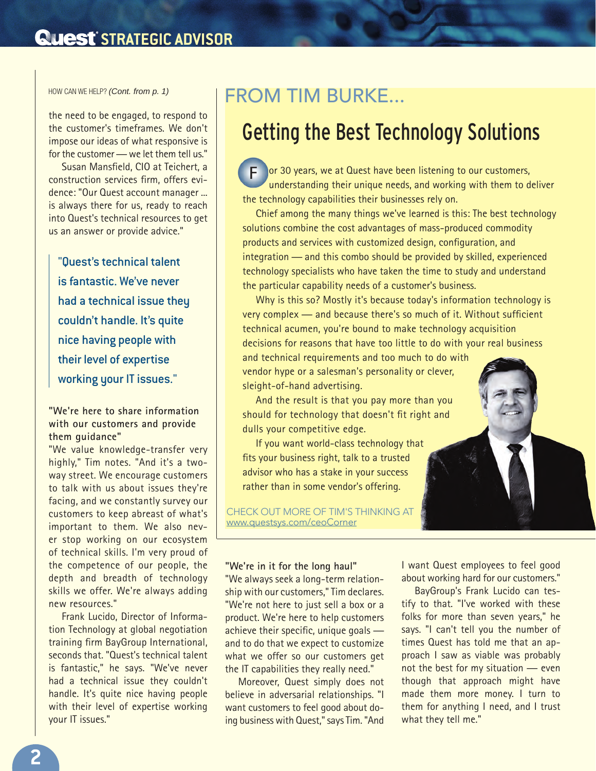HOW CAN WE HELP? *(Cont. from p. 1)*

the need to be engaged, to respond to the customer's timeframes. We don't impose our ideas of what responsive is for the customer — we let them tell us."

Susan Mansfield, CIO at Teichert, a construction services firm, offers evidence: "Our Quest account manager ... is always there for us, ready to reach into Quest's technical resources to get us an answer or provide advice."

> "Quest's technical talent is fantastic. We've never had a technical issue they couldn't handle. It's quite nice having people with their level of expertise working your IT issues."

**"We're here to share information with our customers and provide them guidance"**

"We value knowledge-transfer very highly," Tim notes. "And it's a two-way street. We encourage customers to talk with us about issues they're facing, and we constantly survey our customers to keep abreast of what's important to them. We also never stop working on our ecosystem of technical skills. I'm very proud of the competence of our people, the depth and breadth of technology skills we offer. We're always adding new resources."

Frank Lucido, Director of Information Technology at global negotiation training firm BayGroup International, seconds that. "Quest's technical talent is fantastic," he says. "We've never had a technical issue they couldn't handle. It's quite nice having people with their level of expertise working your IT issues."

## FROM TIM BURKE...

# Getting the Best Technology Solutions

For 30 years, we at Quest have been listening to our customers, understanding their unique needs, and working with them to deliver the technology capabilities their businesses rely on.

Chief among the many things we've learned is this: The best technology solutions combine the cost advantages of mass-produced commodity products and services with customized design, configuration, and integration — and this combo should be provided by skilled, experienced technology specialists who have taken the time to study and understand the particular capability needs of a customer's business.

Why is this so? Mostly it's because today's information technology is very complex — and because there's so much of it. Without sufficient technical acumen, you're bound to make technology acquisition decisions for reasons that have too little to do with your real business and technical requirements and too much to do with vendor hype or a salesman's personality or clever, sleight-of-hand advertising.

And the result is that you pay more than you should for technology that doesn't fit right and dulls your competitive edge.

If you want world-class technology that fits your business right, talk to a trusted advisor who has a stake in your success rather than in some vendor's offering.

CHECK OUT MORE OF TIM'S THINKING AT www.questsys.com/ceoCorner

**"We're in it for the long haul"**

"We always seek a long-term relationship with our customers," Tim declares. "We're not here to just sell a box or a product. We're here to help customers achieve their specific, unique goals — and to do that we expect to customize what we offer so our customers get the IT capabilities they really need."

Moreover, Quest simply does not believe in adversarial relationships. "I want customers to feel good about doing business with Quest," says Tim. "And I want Quest employees to feel good about working hard for our customers."

BayGroup's Frank Lucido can testify to that. "I've worked with these folks for more than seven years," he says. "I can't tell you the number of times Quest has told me that an approach I saw as viable was probably not the best for my situation — even though that approach might have made them more money. I turn to them for anything I need, and I trust what they tell me."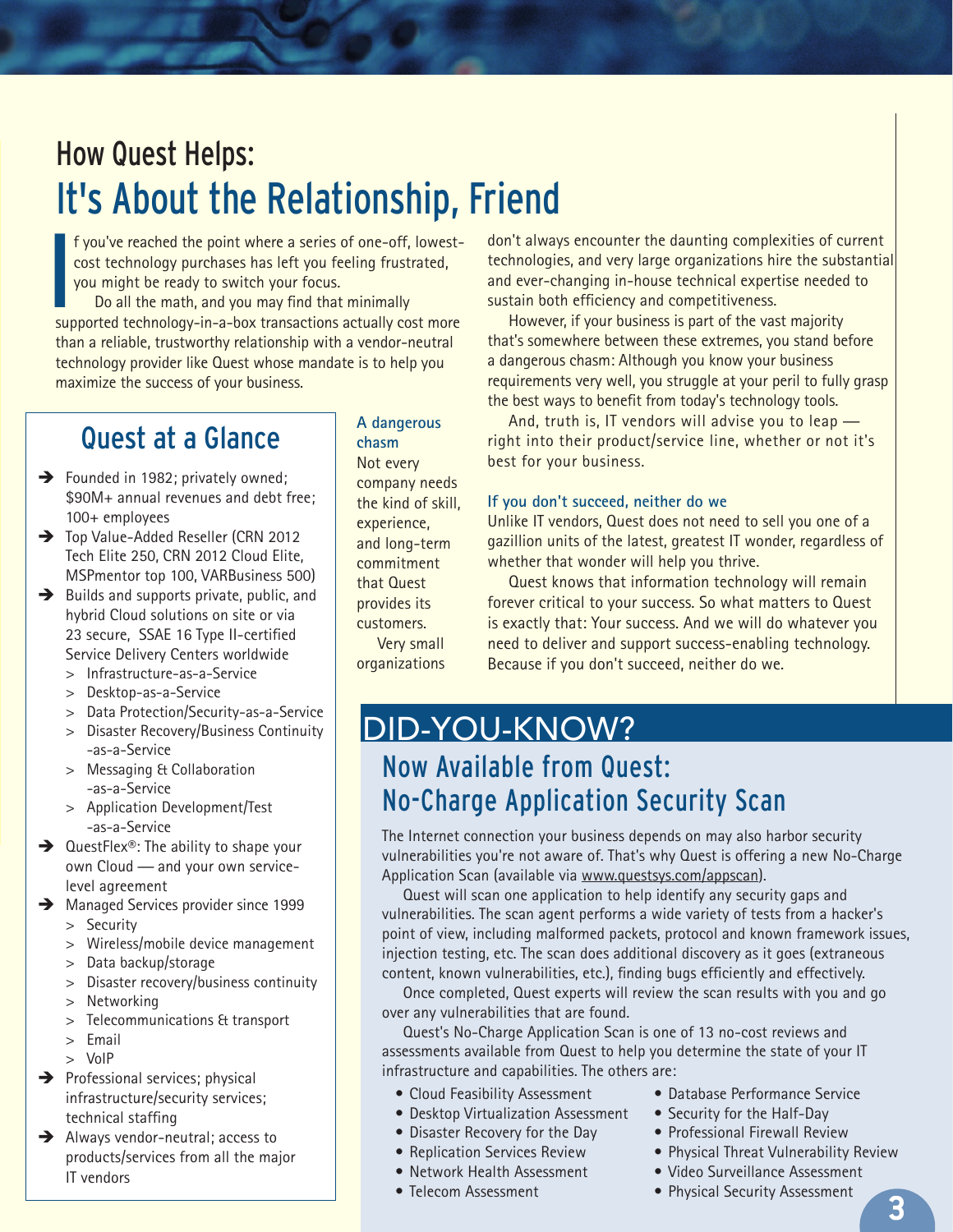# How Quest Helps:
# It's About the Relationship, Friend

If you've reached the point where a series of one-off, lowest-cost technology purchases has left you feeling frustrated, you might be ready to switch your focus.

Do all the math, and you may find that minimally supported technology-in-a-box transactions actually cost more than a reliable, trustworthy relationship with a vendor-neutral technology provider like Quest whose mandate is to help you maximize the success of your business.

### A dangerous chasm

Not every company needs the kind of skill, experience, and long-term commitment that Quest provides its customers.

Very small organizations don't always encounter the daunting complexities of current technologies, and very large organizations hire the substantial and ever-changing in-house technical expertise needed to sustain both efficiency and competitiveness.

However, if your business is part of the vast majority that's somewhere between these extremes, you stand before a dangerous chasm: Although you know your business requirements very well, you struggle at your peril to fully grasp the best ways to benefit from today's technology tools.

And, truth is, IT vendors will advise you to leap — right into their product/service line, whether or not it's best for your business.

### If you don't succeed, neither do we

Unlike IT vendors, Quest does not need to sell you one of a gazillion units of the latest, greatest IT wonder, regardless of whether that wonder will help you thrive.

Quest knows that information technology will remain forever critical to your success. So what matters to Quest is exactly that: Your success. And we will do whatever you need to deliver and support success-enabling technology. Because if you don't succeed, neither do we.

## Quest at a Glance

- Founded in 1982; privately owned; $90M+ annual revenues and debt free; 100+ employees
- Top Value-Added Reseller (CRN 2012 Tech Elite 250, CRN 2012 Cloud Elite, MSPmentor top 100, VARBusiness 500)
- Builds and supports private, public, and hybrid Cloud solutions on site or via 23 secure, SSAE 16 Type II-certified Service Delivery Centers worldwide
  - Infrastructure-as-a-Service
  - Desktop-as-a-Service
  - Data Protection/Security-as-a-Service
  - Disaster Recovery/Business Continuity -as-a-Service
  - Messaging & Collaboration -as-a-Service
  - Application Development/Test -as-a-Service
- QuestFlex®: The ability to shape your own Cloud — and your own service-level agreement
- Managed Services provider since 1999
  - Security
  - Wireless/mobile device management
  - Data backup/storage
  - Disaster recovery/business continuity
  - Networking
  - Telecommunications & transport
  - Email
  - VoIP
- Professional services; physical infrastructure/security services; technical staffing
- Always vendor-neutral; access to products/services from all the major IT vendors

## DID-YOU-KNOW?

### Now Available from Quest: No-Charge Application Security Scan

The Internet connection your business depends on may also harbor security vulnerabilities you're not aware of. That's why Quest is offering a new No-Charge Application Scan (available via www.questsys.com/appscan).

Quest will scan one application to help identify any security gaps and vulnerabilities. The scan agent performs a wide variety of tests from a hacker's point of view, including malformed packets, protocol and known framework issues, injection testing, etc. The scan does additional discovery as it goes (extraneous content, known vulnerabilities, etc.), finding bugs efficiently and effectively.

Once completed, Quest experts will review the scan results with you and go over any vulnerabilities that are found.

Quest's No-Charge Application Scan is one of 13 no-cost reviews and assessments available from Quest to help you determine the state of your IT infrastructure and capabilities. The others are:

- Cloud Feasibility Assessment
- Desktop Virtualization Assessment
- Disaster Recovery for the Day
- Replication Services Review
- Network Health Assessment
- Telecom Assessment
- Database Performance Service
- Security for the Half-Day
- Professional Firewall Review
- Physical Threat Vulnerability Review
- Video Surveillance Assessment
- Physical Security Assessment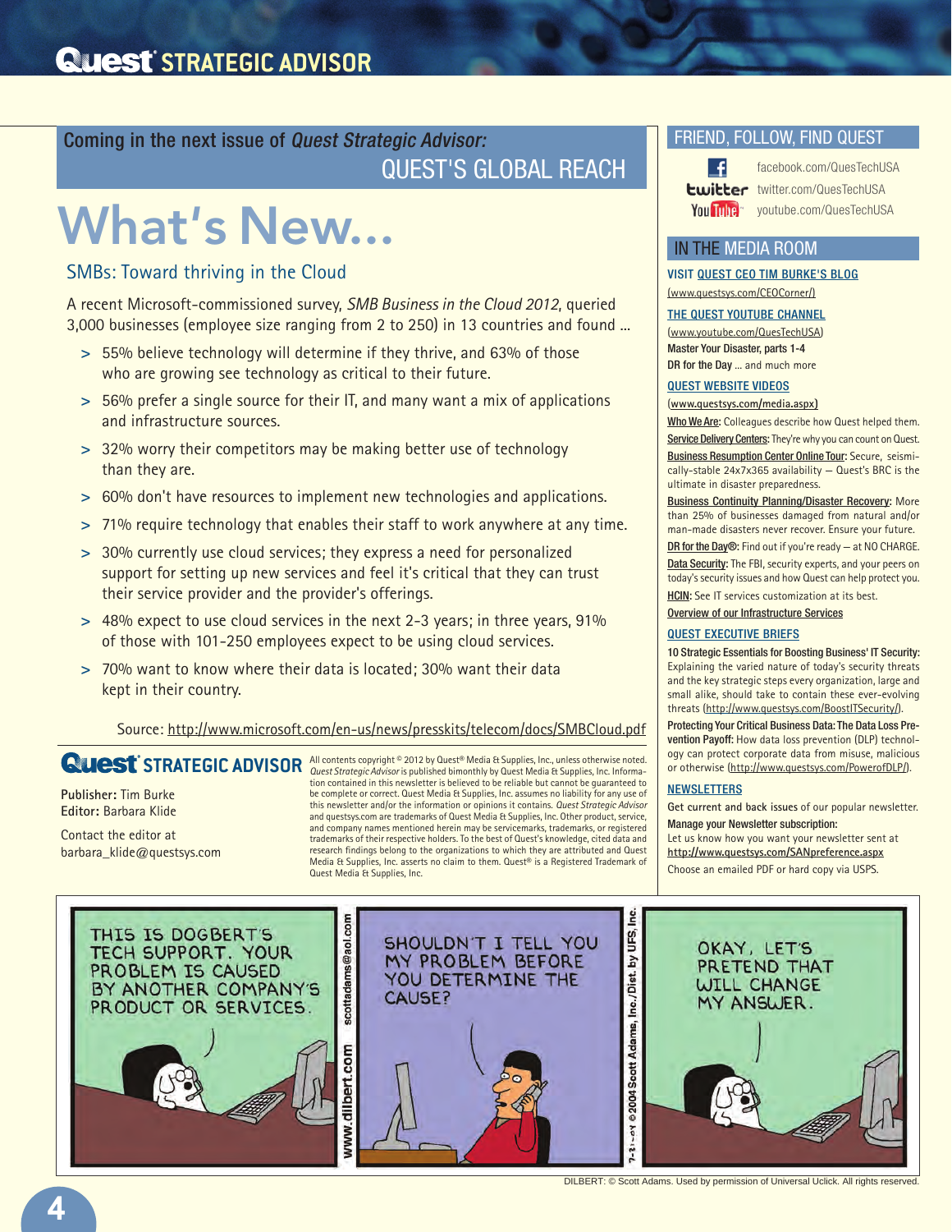## Coming in the next issue of *Quest Strategic Advisor:*

QUEST'S GLOBAL REACH

# What's New...

## SMBs: Toward thriving in the Cloud

A recent Microsoft-commissioned survey, *SMB Business in the Cloud 2012*, queried 3,000 businesses (employee size ranging from 2 to 250) in 13 countries and found ...

> 55% believe technology will determine if they thrive, and 63% of those who are growing see technology as critical to their future.

> 56% prefer a single source for their IT, and many want a mix of applications and infrastructure sources.

> 32% worry their competitors may be making better use of technology than they are.

> 60% don't have resources to implement new technologies and applications.

> 71% require technology that enables their staff to work anywhere at any time.

> 30% currently use cloud services; they express a need for personalized support for setting up new services and feel it's critical that they can trust their service provider and the provider's offerings.

> 48% expect to use cloud services in the next 2-3 years; in three years, 91% of those with 101-250 employees expect to be using cloud services.

> 70% want to know where their data is located; 30% want their data kept in their country.

Source: http://www.microsoft.com/en-us/news/presskits/telecom/docs/SMBCloud.pdf

**Quest STRATEGIC ADVISOR**

**Publisher:** Tim Burke
**Editor:** Barbara Klide

Contact the editor at
barbara_klide@questsys.com

All contents copyright © 2012 by Quest® Media & Supplies, Inc., unless otherwise noted. *Quest Strategic Advisor* is published bimonthly by Quest Media & Supplies, Inc. Information contained in this newsletter is believed to be reliable but cannot be guaranteed to be complete or correct. Quest Media & Supplies, Inc. assumes no liability for any use of this newsletter and/or the information or opinions it contains. *Quest Strategic Advisor* and questsys.com are trademarks of Quest Media & Supplies, Inc. Other product, service, and company names mentioned herein may be servicemarks, trademarks, or registered trademarks of their respective holders. To the best of Quest's knowledge, cited data and research findings belong to the organizations to which they are attributed and Quest Media & Supplies, Inc. asserts no claim to them. Quest® is a Registered Trademark of Quest Media & Supplies, Inc.

## FRIEND, FOLLOW, FIND QUEST

facebook.com/QuesTechUSA
twitter.com/QuesTechUSA
youtube.com/QuesTechUSA

## IN THE MEDIA ROOM

**VISIT QUEST CEO TIM BURKE'S BLOG**
(www.questsys.com/CEOCorner/)

**THE QUEST YOUTUBE CHANNEL**
(www.youtube.com/QuesTechUSA)
**Master Your Disaster, parts 1-4**
**DR for the Day** ... and much more

**QUEST WEBSITE VIDEOS**
(www.questsys.com/media.aspx)

**Who We Are:** Colleagues describe how Quest helped them.

**Service Delivery Centers:** They're why you can count on Quest.

**Business Resumption Center Online Tour:** Secure, seismically-stable 24x7x365 availability — Quest's BRC is the ultimate in disaster preparedness.

**Business Continuity Planning/Disaster Recovery:** More than 25% of businesses damaged from natural and/or man-made disasters never recover. Ensure your future.

**DR for the Day®:** Find out if you're ready — at NO CHARGE.

**Data Security:** The FBI, security experts, and your peers on today's security issues and how Quest can help protect you.

**HCIN:** See IT services customization at its best.

**Overview of our Infrastructure Services**

**QUEST EXECUTIVE BRIEFS**

**10 Strategic Essentials for Boosting Business' IT Security:** Explaining the varied nature of today's security threats and the key strategic steps every organization, large and small alike, should take to contain these ever-evolving threats (http://www.questsys.com/BoostITSecurity/).

**Protecting Your Critical Business Data: The Data Loss Prevention Payoff:** How data loss prevention (DLP) technology can protect corporate data from misuse, malicious or otherwise (http://www.questsys.com/PowerofDLP/).

**NEWSLETTERS**

Get current and back issues of our popular newsletter.

**Manage your Newsletter subscription:**
Let us know how you want your newsletter sent at
http://www.questsys.com/SANpreference.aspx
Choose an emailed PDF or hard copy via USPS.

DILBERT: © Scott Adams. Used by permission of Universal Uclick. All rights reserved.